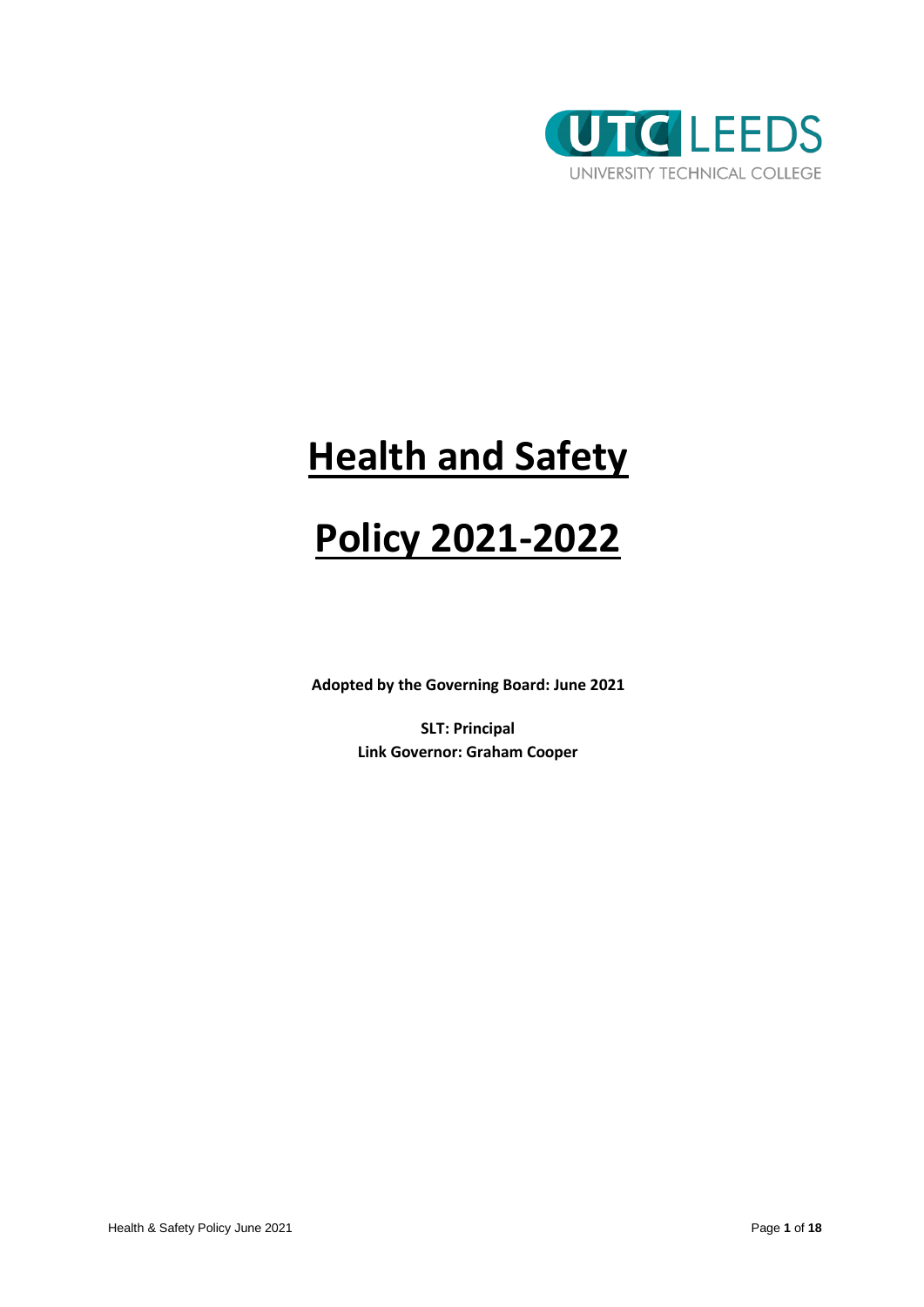UTC LEEDS

UNIVERSITY TECHNICAL COLLEGE

# Health and Safety

# Policy 2021-2022

**Adopted by the Governing Board: June 2021**

**SLT: Principal**

**Link Governor: Graham Cooper**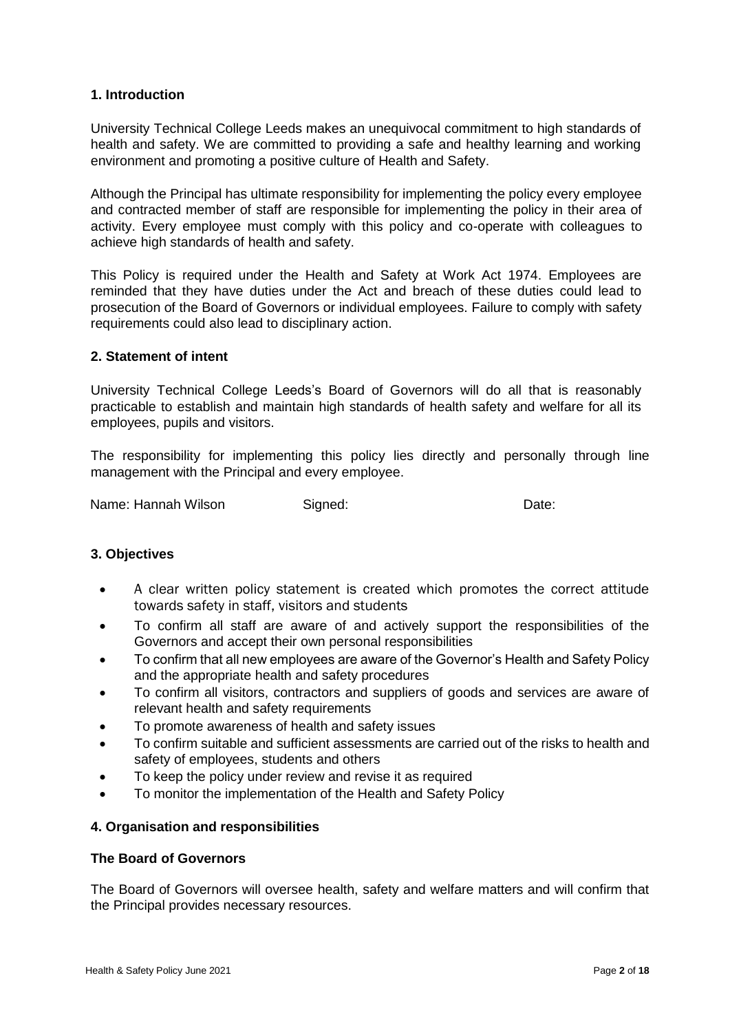## 1. Introduction

University Technical College Leeds makes an unequivocal commitment to high standards of health and safety. We are committed to providing a safe and healthy learning and working environment and promoting a positive culture of Health and Safety.

Although the Principal has ultimate responsibility for implementing the policy every employee and contracted member of staff are responsible for implementing the policy in their area of activity. Every employee must comply with this policy and co-operate with colleagues to achieve high standards of health and safety.

This Policy is required under the Health and Safety at Work Act 1974. Employees are reminded that they have duties under the Act and breach of these duties could lead to prosecution of the Board of Governors or individual employees. Failure to comply with safety requirements could also lead to disciplinary action.

## 2. Statement of intent

University Technical College Leeds's Board of Governors will do all that is reasonably practicable to establish and maintain high standards of health safety and welfare for all its employees, pupils and visitors.

The responsibility for implementing this policy lies directly and personally through line management with the Principal and every employee.

Name: Hannah Wilson Signed: Date:

## 3. Objectives

- A clear written policy statement is created which promotes the correct attitude towards safety in staff, visitors and students
- To confirm all staff are aware of and actively support the responsibilities of the Governors and accept their own personal responsibilities
- To confirm that all new employees are aware of the Governor's Health and Safety Policy and the appropriate health and safety procedures
- To confirm all visitors, contractors and suppliers of goods and services are aware of relevant health and safety requirements
- To promote awareness of health and safety issues
- To confirm suitable and sufficient assessments are carried out of the risks to health and safety of employees, students and others
- To keep the policy under review and revise it as required
- To monitor the implementation of the Health and Safety Policy

## 4. Organisation and responsibilities

### The Board of Governors

The Board of Governors will oversee health, safety and welfare matters and will confirm that the Principal provides necessary resources.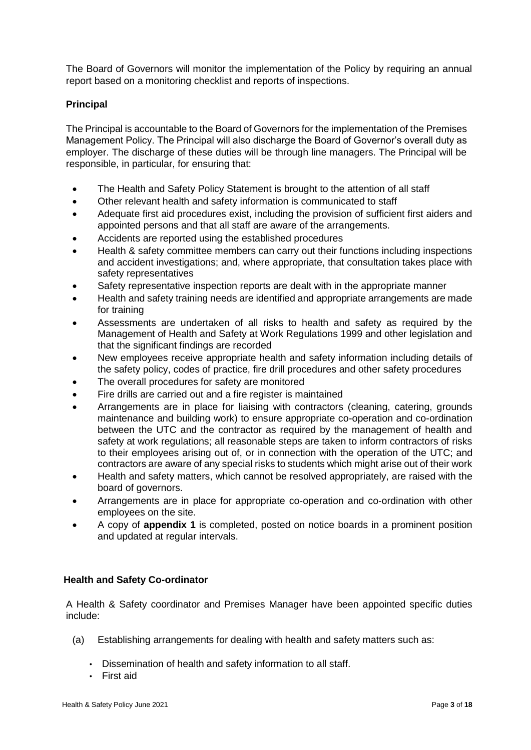The Board of Governors will monitor the implementation of the Policy by requiring an annual report based on a monitoring checklist and reports of inspections.

## Principal

The Principal is accountable to the Board of Governors for the implementation of the Premises Management Policy. The Principal will also discharge the Board of Governor's overall duty as employer. The discharge of these duties will be through line managers. The Principal will be responsible, in particular, for ensuring that:

- The Health and Safety Policy Statement is brought to the attention of all staff
- Other relevant health and safety information is communicated to staff
- Adequate first aid procedures exist, including the provision of sufficient first aiders and appointed persons and that all staff are aware of the arrangements.
- Accidents are reported using the established procedures
- Health & safety committee members can carry out their functions including inspections and accident investigations; and, where appropriate, that consultation takes place with safety representatives
- Safety representative inspection reports are dealt with in the appropriate manner
- Health and safety training needs are identified and appropriate arrangements are made for training
- Assessments are undertaken of all risks to health and safety as required by the Management of Health and Safety at Work Regulations 1999 and other legislation and that the significant findings are recorded
- New employees receive appropriate health and safety information including details of the safety policy, codes of practice, fire drill procedures and other safety procedures
- The overall procedures for safety are monitored
- Fire drills are carried out and a fire register is maintained
- Arrangements are in place for liaising with contractors (cleaning, catering, grounds maintenance and building work) to ensure appropriate co-operation and co-ordination between the UTC and the contractor as required by the management of health and safety at work regulations; all reasonable steps are taken to inform contractors of risks to their employees arising out of, or in connection with the operation of the UTC; and contractors are aware of any special risks to students which might arise out of their work
- Health and safety matters, which cannot be resolved appropriately, are raised with the board of governors.
- Arrangements are in place for appropriate co-operation and co-ordination with other employees on the site.
- A copy of **appendix 1** is completed, posted on notice boards in a prominent position and updated at regular intervals.

## Health and Safety Co-ordinator

A Health & Safety coordinator and Premises Manager have been appointed specific duties include:

(a) Establishing arrangements for dealing with health and safety matters such as:

- Dissemination of health and safety information to all staff.
- First aid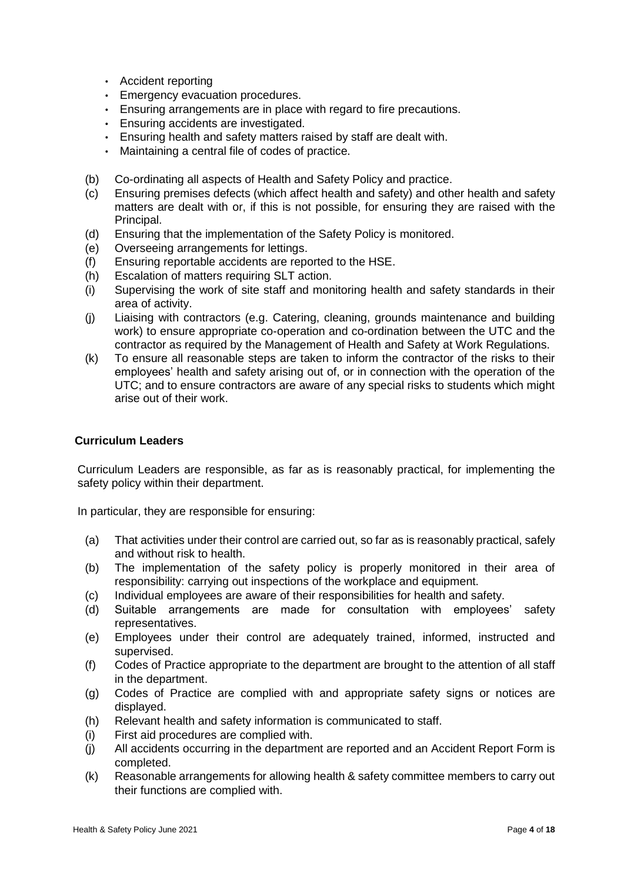- Accident reporting
- Emergency evacuation procedures.
- Ensuring arrangements are in place with regard to fire precautions.
- Ensuring accidents are investigated.
- Ensuring health and safety matters raised by staff are dealt with.
- Maintaining a central file of codes of practice.

(b) Co-ordinating all aspects of Health and Safety Policy and practice.

(c) Ensuring premises defects (which affect health and safety) and other health and safety matters are dealt with or, if this is not possible, for ensuring they are raised with the Principal.

(d) Ensuring that the implementation of the Safety Policy is monitored.

(e) Overseeing arrangements for lettings.

(f) Ensuring reportable accidents are reported to the HSE.

(h) Escalation of matters requiring SLT action.

(i) Supervising the work of site staff and monitoring health and safety standards in their area of activity.

(j) Liaising with contractors (e.g. Catering, cleaning, grounds maintenance and building work) to ensure appropriate co-operation and co-ordination between the UTC and the contractor as required by the Management of Health and Safety at Work Regulations.

(k) To ensure all reasonable steps are taken to inform the contractor of the risks to their employees' health and safety arising out of, or in connection with the operation of the UTC; and to ensure contractors are aware of any special risks to students which might arise out of their work.

**Curriculum Leaders**

Curriculum Leaders are responsible, as far as is reasonably practical, for implementing the safety policy within their department.

In particular, they are responsible for ensuring:

(a) That activities under their control are carried out, so far as is reasonably practical, safely and without risk to health.

(b) The implementation of the safety policy is properly monitored in their area of responsibility: carrying out inspections of the workplace and equipment.

(c) Individual employees are aware of their responsibilities for health and safety.

(d) Suitable arrangements are made for consultation with employees' safety representatives.

(e) Employees under their control are adequately trained, informed, instructed and supervised.

(f) Codes of Practice appropriate to the department are brought to the attention of all staff in the department.

(g) Codes of Practice are complied with and appropriate safety signs or notices are displayed.

(h) Relevant health and safety information is communicated to staff.

(i) First aid procedures are complied with.

(j) All accidents occurring in the department are reported and an Accident Report Form is completed.

(k) Reasonable arrangements for allowing health & safety committee members to carry out their functions are complied with.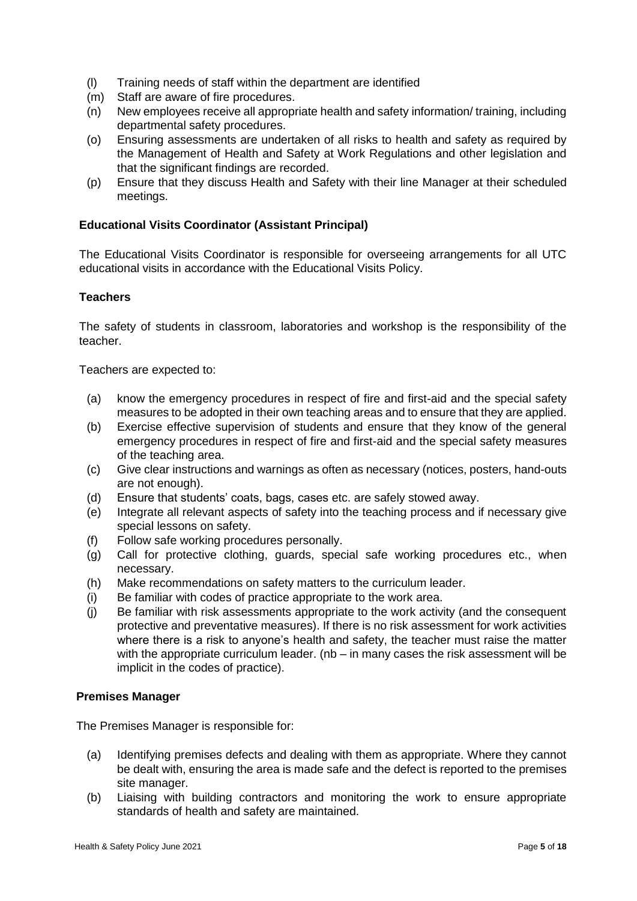(l) Training needs of staff within the department are identified
(m) Staff are aware of fire procedures.
(n) New employees receive all appropriate health and safety information/ training, including departmental safety procedures.
(o) Ensuring assessments are undertaken of all risks to health and safety as required by the Management of Health and Safety at Work Regulations and other legislation and that the significant findings are recorded.
(p) Ensure that they discuss Health and Safety with their line Manager at their scheduled meetings.

**Educational Visits Coordinator (Assistant Principal)**

The Educational Visits Coordinator is responsible for overseeing arrangements for all UTC educational visits in accordance with the Educational Visits Policy.

**Teachers**

The safety of students in classroom, laboratories and workshop is the responsibility of the teacher.

Teachers are expected to:

(a) know the emergency procedures in respect of fire and first-aid and the special safety measures to be adopted in their own teaching areas and to ensure that they are applied.
(b) Exercise effective supervision of students and ensure that they know of the general emergency procedures in respect of fire and first-aid and the special safety measures of the teaching area.
(c) Give clear instructions and warnings as often as necessary (notices, posters, hand-outs are not enough).
(d) Ensure that students' coats, bags, cases etc. are safely stowed away.
(e) Integrate all relevant aspects of safety into the teaching process and if necessary give special lessons on safety.
(f) Follow safe working procedures personally.
(g) Call for protective clothing, guards, special safe working procedures etc., when necessary.
(h) Make recommendations on safety matters to the curriculum leader.
(i) Be familiar with codes of practice appropriate to the work area.
(j) Be familiar with risk assessments appropriate to the work activity (and the consequent protective and preventative measures). If there is no risk assessment for work activities where there is a risk to anyone's health and safety, the teacher must raise the matter with the appropriate curriculum leader. (nb – in many cases the risk assessment will be implicit in the codes of practice).

**Premises Manager**

The Premises Manager is responsible for:

(a) Identifying premises defects and dealing with them as appropriate. Where they cannot be dealt with, ensuring the area is made safe and the defect is reported to the premises site manager.
(b) Liaising with building contractors and monitoring the work to ensure appropriate standards of health and safety are maintained.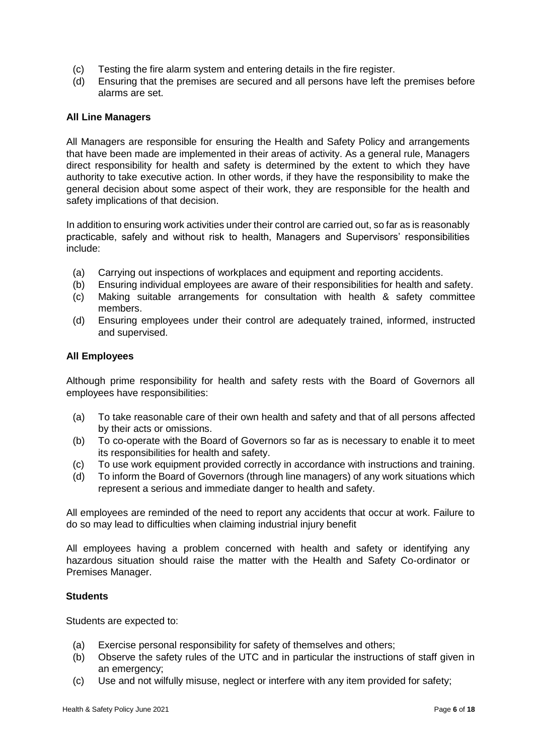(c) Testing the fire alarm system and entering details in the fire register.
(d) Ensuring that the premises are secured and all persons have left the premises before alarms are set.

**All Line Managers**

All Managers are responsible for ensuring the Health and Safety Policy and arrangements that have been made are implemented in their areas of activity. As a general rule, Managers direct responsibility for health and safety is determined by the extent to which they have authority to take executive action. In other words, if they have the responsibility to make the general decision about some aspect of their work, they are responsible for the health and safety implications of that decision.

In addition to ensuring work activities under their control are carried out, so far as is reasonably practicable, safely and without risk to health, Managers and Supervisors' responsibilities include:

(a) Carrying out inspections of workplaces and equipment and reporting accidents.
(b) Ensuring individual employees are aware of their responsibilities for health and safety.
(c) Making suitable arrangements for consultation with health & safety committee members.
(d) Ensuring employees under their control are adequately trained, informed, instructed and supervised.

**All Employees**

Although prime responsibility for health and safety rests with the Board of Governors all employees have responsibilities:

(a) To take reasonable care of their own health and safety and that of all persons affected by their acts or omissions.
(b) To co-operate with the Board of Governors so far as is necessary to enable it to meet its responsibilities for health and safety.
(c) To use work equipment provided correctly in accordance with instructions and training.
(d) To inform the Board of Governors (through line managers) of any work situations which represent a serious and immediate danger to health and safety.

All employees are reminded of the need to report any accidents that occur at work. Failure to do so may lead to difficulties when claiming industrial injury benefit

All employees having a problem concerned with health and safety or identifying any hazardous situation should raise the matter with the Health and Safety Co-ordinator or Premises Manager.

**Students**

Students are expected to:

(a) Exercise personal responsibility for safety of themselves and others;
(b) Observe the safety rules of the UTC and in particular the instructions of staff given in an emergency;
(c) Use and not wilfully misuse, neglect or interfere with any item provided for safety;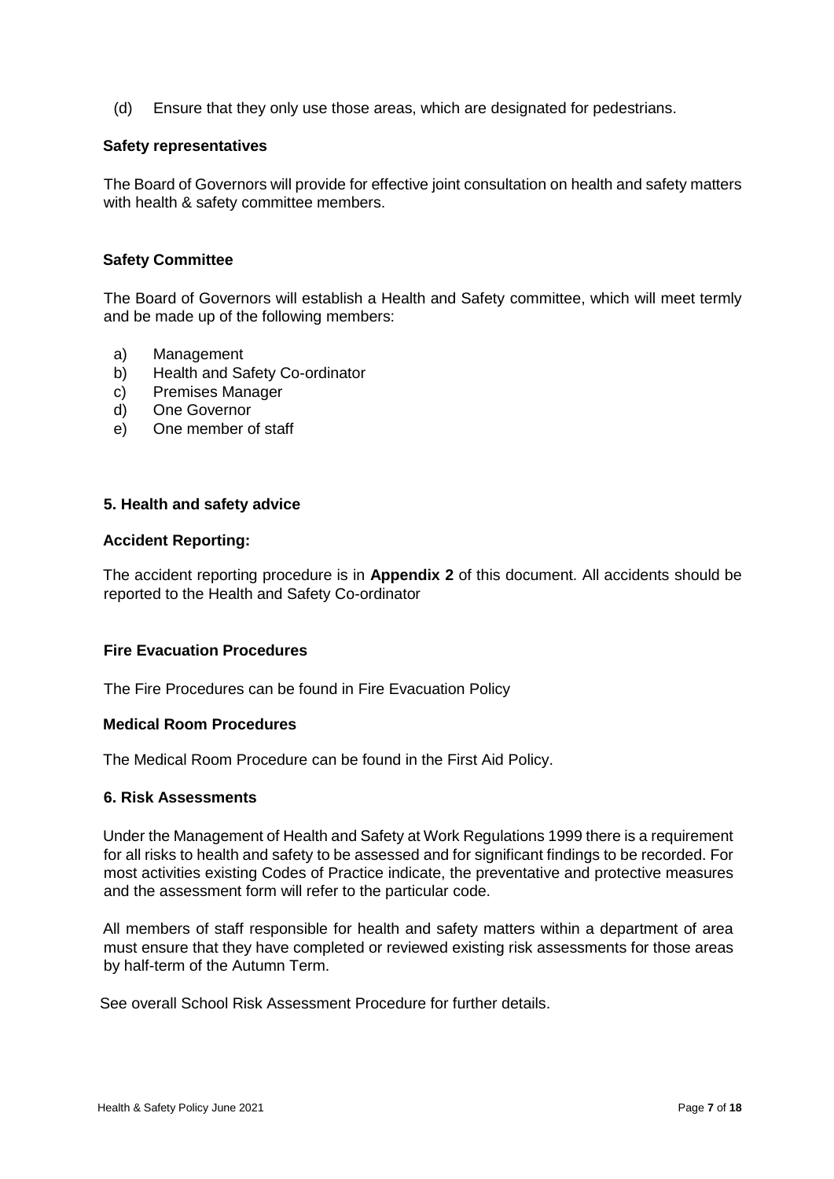(d) Ensure that they only use those areas, which are designated for pedestrians.

**Safety representatives**

The Board of Governors will provide for effective joint consultation on health and safety matters with health & safety committee members.

**Safety Committee**

The Board of Governors will establish a Health and Safety committee, which will meet termly and be made up of the following members:

a) Management
b) Health and Safety Co-ordinator
c) Premises Manager
d) One Governor
e) One member of staff

## 5. Health and safety advice

**Accident Reporting:**

The accident reporting procedure is in **Appendix 2** of this document. All accidents should be reported to the Health and Safety Co-ordinator

**Fire Evacuation Procedures**

The Fire Procedures can be found in Fire Evacuation Policy

**Medical Room Procedures**

The Medical Room Procedure can be found in the First Aid Policy.

## 6. Risk Assessments

Under the Management of Health and Safety at Work Regulations 1999 there is a requirement for all risks to health and safety to be assessed and for significant findings to be recorded. For most activities existing Codes of Practice indicate, the preventative and protective measures and the assessment form will refer to the particular code.

All members of staff responsible for health and safety matters within a department of area must ensure that they have completed or reviewed existing risk assessments for those areas by half-term of the Autumn Term.

See overall School Risk Assessment Procedure for further details.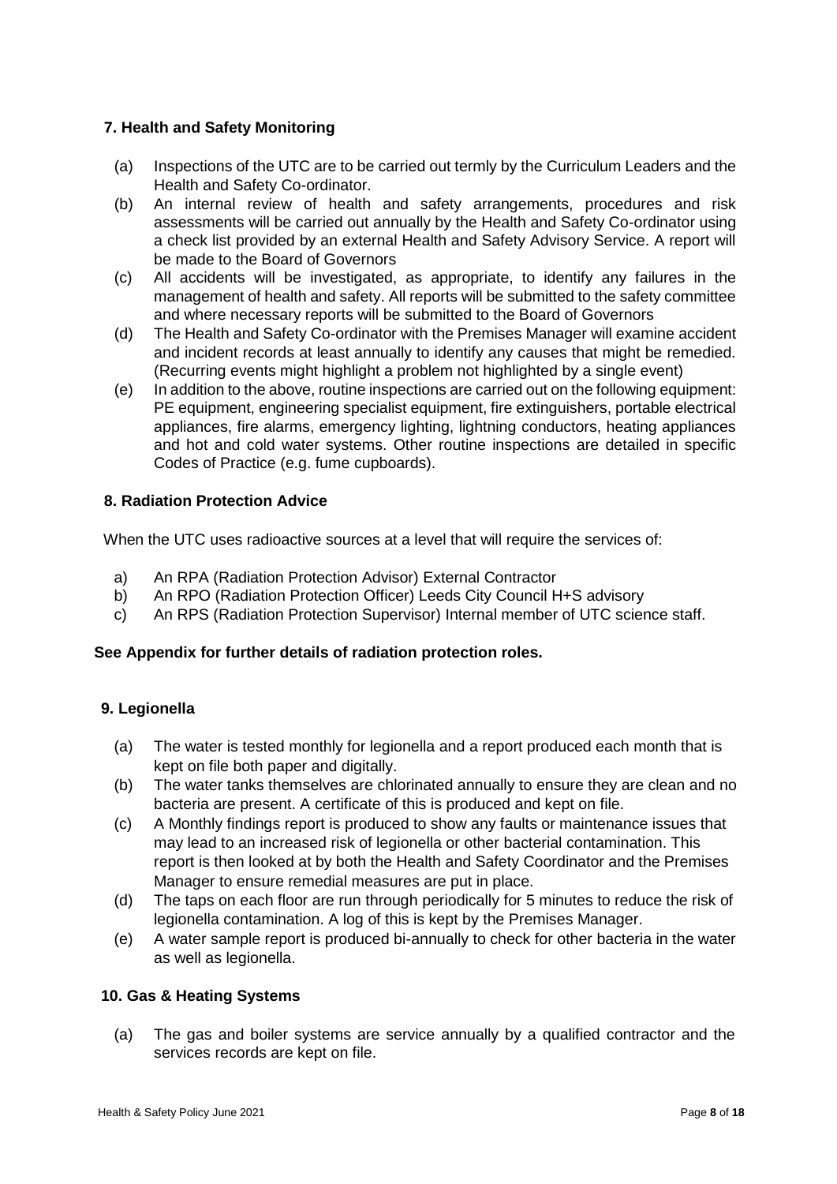## 7. Health and Safety Monitoring

(a) Inspections of the UTC are to be carried out termly by the Curriculum Leaders and the Health and Safety Co-ordinator.

(b) An internal review of health and safety arrangements, procedures and risk assessments will be carried out annually by the Health and Safety Co-ordinator using a check list provided by an external Health and Safety Advisory Service. A report will be made to the Board of Governors

(c) All accidents will be investigated, as appropriate, to identify any failures in the management of health and safety. All reports will be submitted to the safety committee and where necessary reports will be submitted to the Board of Governors

(d) The Health and Safety Co-ordinator with the Premises Manager will examine accident and incident records at least annually to identify any causes that might be remedied. (Recurring events might highlight a problem not highlighted by a single event)

(e) In addition to the above, routine inspections are carried out on the following equipment: PE equipment, engineering specialist equipment, fire extinguishers, portable electrical appliances, fire alarms, emergency lighting, lightning conductors, heating appliances and hot and cold water systems. Other routine inspections are detailed in specific Codes of Practice (e.g. fume cupboards).

## 8. Radiation Protection Advice

When the UTC uses radioactive sources at a level that will require the services of:

a) An RPA (Radiation Protection Advisor) External Contractor
b) An RPO (Radiation Protection Officer) Leeds City Council H+S advisory
c) An RPS (Radiation Protection Supervisor) Internal member of UTC science staff.

**See Appendix for further details of radiation protection roles.**

## 9. Legionella

(a) The water is tested monthly for legionella and a report produced each month that is kept on file both paper and digitally.

(b) The water tanks themselves are chlorinated annually to ensure they are clean and no bacteria are present. A certificate of this is produced and kept on file.

(c) A Monthly findings report is produced to show any faults or maintenance issues that may lead to an increased risk of legionella or other bacterial contamination. This report is then looked at by both the Health and Safety Coordinator and the Premises Manager to ensure remedial measures are put in place.

(d) The taps on each floor are run through periodically for 5 minutes to reduce the risk of legionella contamination. A log of this is kept by the Premises Manager.

(e) A water sample report is produced bi-annually to check for other bacteria in the water as well as legionella.

## 10. Gas & Heating Systems

(a) The gas and boiler systems are service annually by a qualified contractor and the services records are kept on file.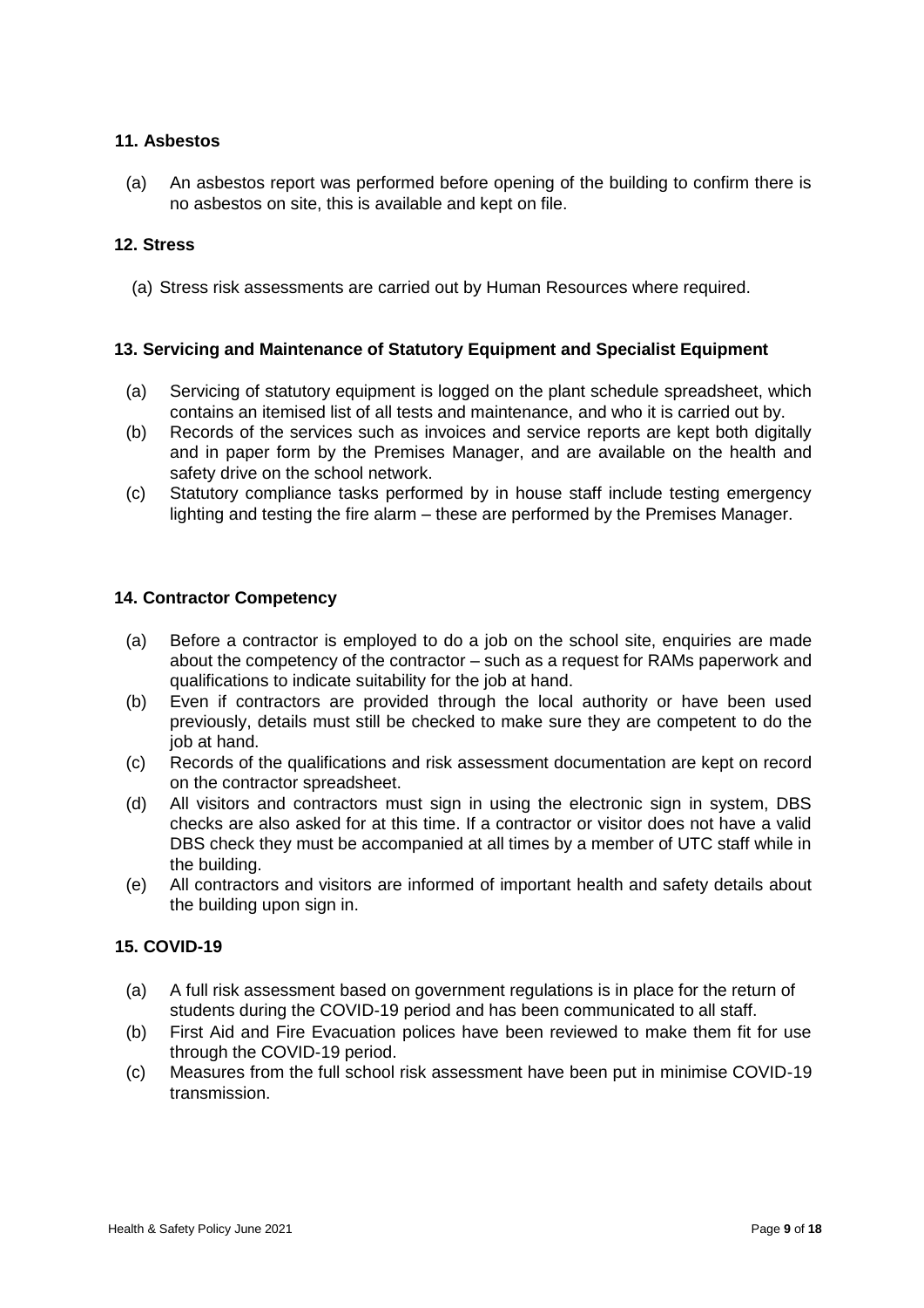## 11. Asbestos

(a) An asbestos report was performed before opening of the building to confirm there is no asbestos on site, this is available and kept on file.

## 12. Stress

(a) Stress risk assessments are carried out by Human Resources where required.

## 13. Servicing and Maintenance of Statutory Equipment and Specialist Equipment

(a) Servicing of statutory equipment is logged on the plant schedule spreadsheet, which contains an itemised list of all tests and maintenance, and who it is carried out by.

(b) Records of the services such as invoices and service reports are kept both digitally and in paper form by the Premises Manager, and are available on the health and safety drive on the school network.

(c) Statutory compliance tasks performed by in house staff include testing emergency lighting and testing the fire alarm – these are performed by the Premises Manager.

## 14. Contractor Competency

(a) Before a contractor is employed to do a job on the school site, enquiries are made about the competency of the contractor – such as a request for RAMs paperwork and qualifications to indicate suitability for the job at hand.

(b) Even if contractors are provided through the local authority or have been used previously, details must still be checked to make sure they are competent to do the job at hand.

(c) Records of the qualifications and risk assessment documentation are kept on record on the contractor spreadsheet.

(d) All visitors and contractors must sign in using the electronic sign in system, DBS checks are also asked for at this time. If a contractor or visitor does not have a valid DBS check they must be accompanied at all times by a member of UTC staff while in the building.

(e) All contractors and visitors are informed of important health and safety details about the building upon sign in.

## 15. COVID-19

(a) A full risk assessment based on government regulations is in place for the return of students during the COVID-19 period and has been communicated to all staff.

(b) First Aid and Fire Evacuation polices have been reviewed to make them fit for use through the COVID-19 period.

(c) Measures from the full school risk assessment have been put in minimise COVID-19 transmission.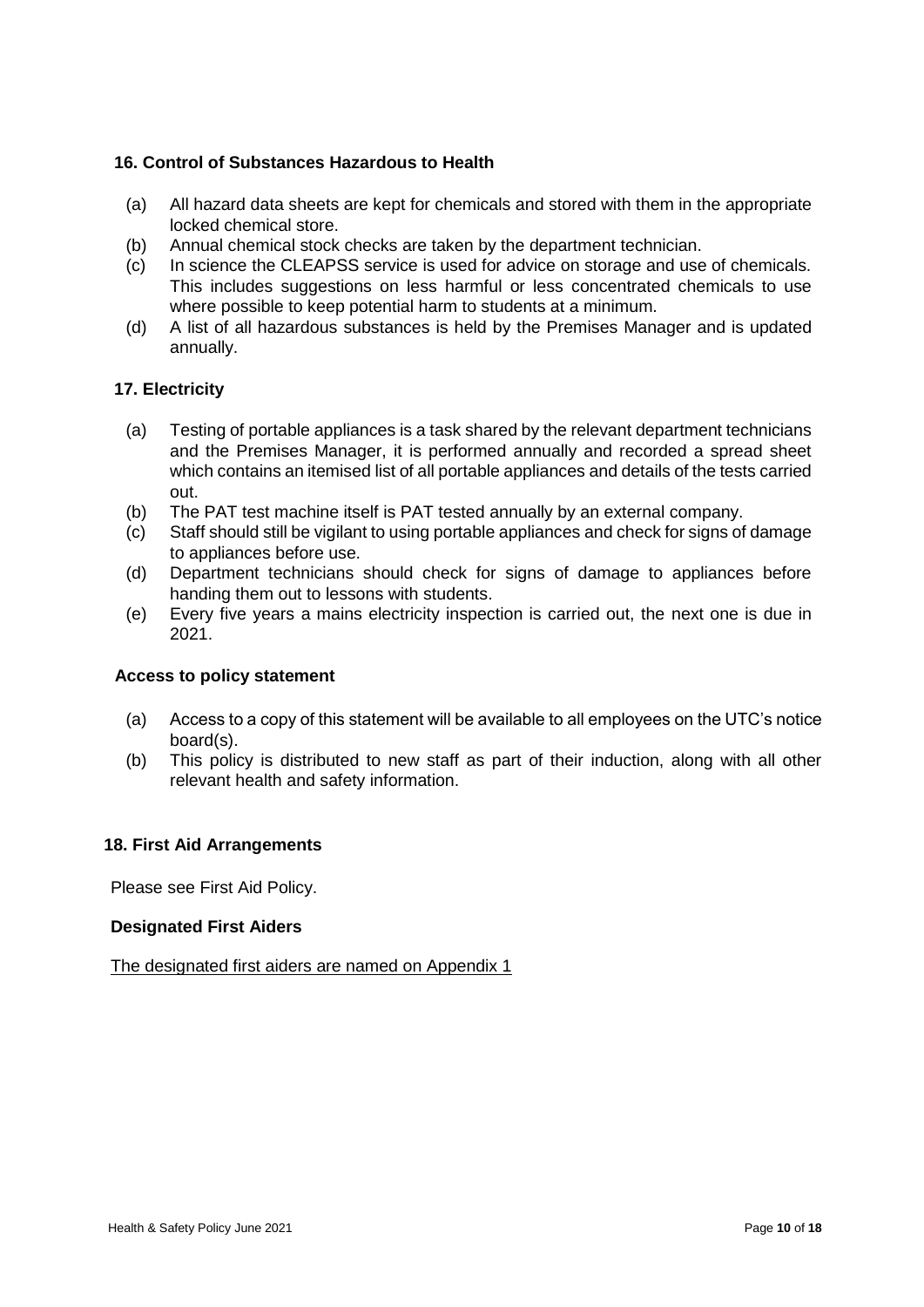### 16. Control of Substances Hazardous to Health

(a) All hazard data sheets are kept for chemicals and stored with them in the appropriate locked chemical store.
(b) Annual chemical stock checks are taken by the department technician.
(c) In science the CLEAPSS service is used for advice on storage and use of chemicals. This includes suggestions on less harmful or less concentrated chemicals to use where possible to keep potential harm to students at a minimum.
(d) A list of all hazardous substances is held by the Premises Manager and is updated annually.

### 17. Electricity

(a) Testing of portable appliances is a task shared by the relevant department technicians and the Premises Manager, it is performed annually and recorded a spread sheet which contains an itemised list of all portable appliances and details of the tests carried out.
(b) The PAT test machine itself is PAT tested annually by an external company.
(c) Staff should still be vigilant to using portable appliances and check for signs of damage to appliances before use.
(d) Department technicians should check for signs of damage to appliances before handing them out to lessons with students.
(e) Every five years a mains electricity inspection is carried out, the next one is due in 2021.

### Access to policy statement

(a) Access to a copy of this statement will be available to all employees on the UTC's notice board(s).
(b) This policy is distributed to new staff as part of their induction, along with all other relevant health and safety information.

### 18. First Aid Arrangements

Please see First Aid Policy.

### Designated First Aiders

<u>The designated first aiders are named on Appendix 1</u>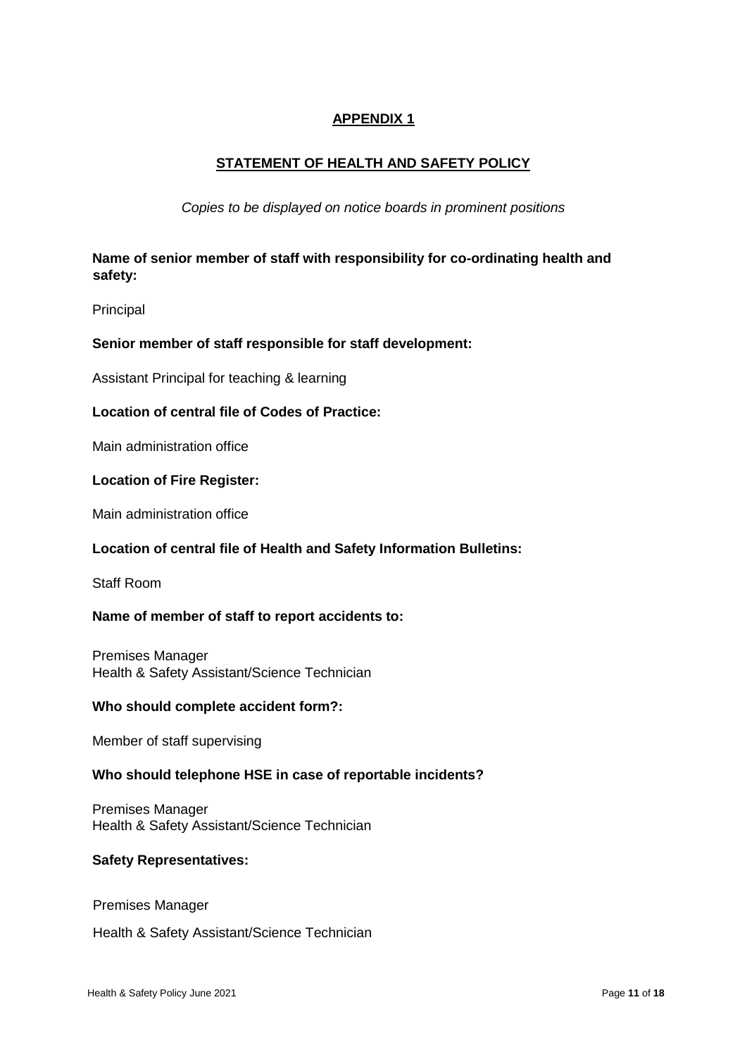# APPENDIX 1

## STATEMENT OF HEALTH AND SAFETY POLICY

*Copies to be displayed on notice boards in prominent positions*

**Name of senior member of staff with responsibility for co-ordinating health and safety:**

Principal

**Senior member of staff responsible for staff development:**

Assistant Principal for teaching & learning

**Location of central file of Codes of Practice:**

Main administration office

**Location of Fire Register:**

Main administration office

**Location of central file of Health and Safety Information Bulletins:**

Staff Room

**Name of member of staff to report accidents to:**

Premises Manager
Health & Safety Assistant/Science Technician

**Who should complete accident form?:**

Member of staff supervising

**Who should telephone HSE in case of reportable incidents?**

Premises Manager
Health & Safety Assistant/Science Technician

**Safety Representatives:**

Premises Manager

Health & Safety Assistant/Science Technician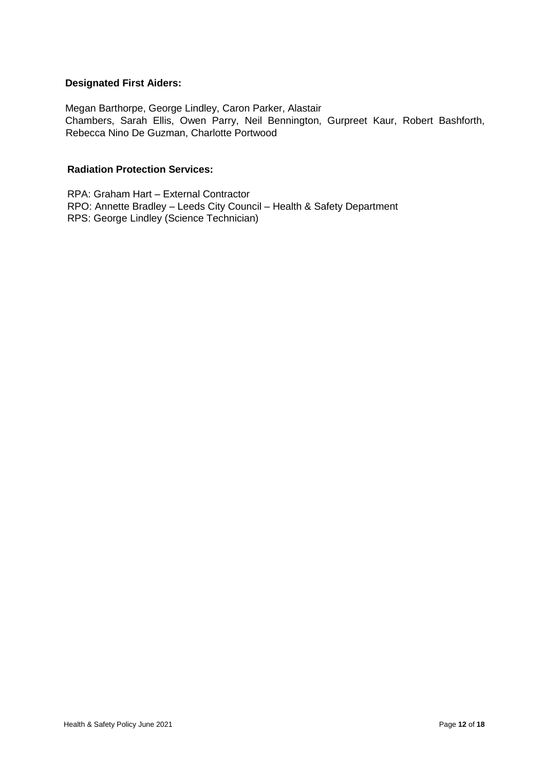**Designated First Aiders:**

Megan Barthorpe, George Lindley, Caron Parker, Alastair Chambers, Sarah Ellis, Owen Parry, Neil Bennington, Gurpreet Kaur, Robert Bashforth, Rebecca Nino De Guzman, Charlotte Portwood

**Radiation Protection Services:**

RPA: Graham Hart – External Contractor
RPO: Annette Bradley – Leeds City Council – Health & Safety Department
RPS: George Lindley (Science Technician)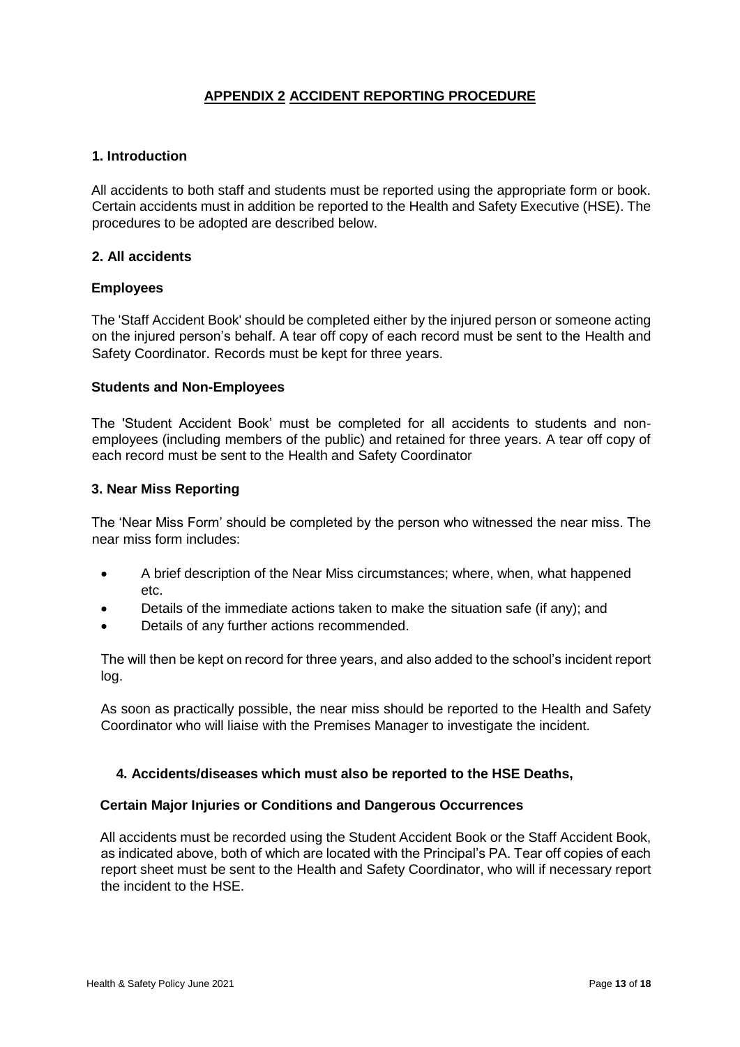## APPENDIX 2 ACCIDENT REPORTING PROCEDURE

### 1. Introduction

All accidents to both staff and students must be reported using the appropriate form or book. Certain accidents must in addition be reported to the Health and Safety Executive (HSE). The procedures to be adopted are described below.

### 2. All accidents

#### Employees

The 'Staff Accident Book' should be completed either by the injured person or someone acting on the injured person's behalf. A tear off copy of each record must be sent to the Health and Safety Coordinator. Records must be kept for three years.

#### Students and Non-Employees

The 'Student Accident Book' must be completed for all accidents to students and non-employees (including members of the public) and retained for three years. A tear off copy of each record must be sent to the Health and Safety Coordinator

### 3. Near Miss Reporting

The 'Near Miss Form' should be completed by the person who witnessed the near miss. The near miss form includes:

- A brief description of the Near Miss circumstances; where, when, what happened etc.
- Details of the immediate actions taken to make the situation safe (if any); and
- Details of any further actions recommended.

The will then be kept on record for three years, and also added to the school's incident report log.

As soon as practically possible, the near miss should be reported to the Health and Safety Coordinator who will liaise with the Premises Manager to investigate the incident.

### 4. Accidents/diseases which must also be reported to the HSE Deaths,

#### Certain Major Injuries or Conditions and Dangerous Occurrences

All accidents must be recorded using the Student Accident Book or the Staff Accident Book, as indicated above, both of which are located with the Principal's PA. Tear off copies of each report sheet must be sent to the Health and Safety Coordinator, who will if necessary report the incident to the HSE.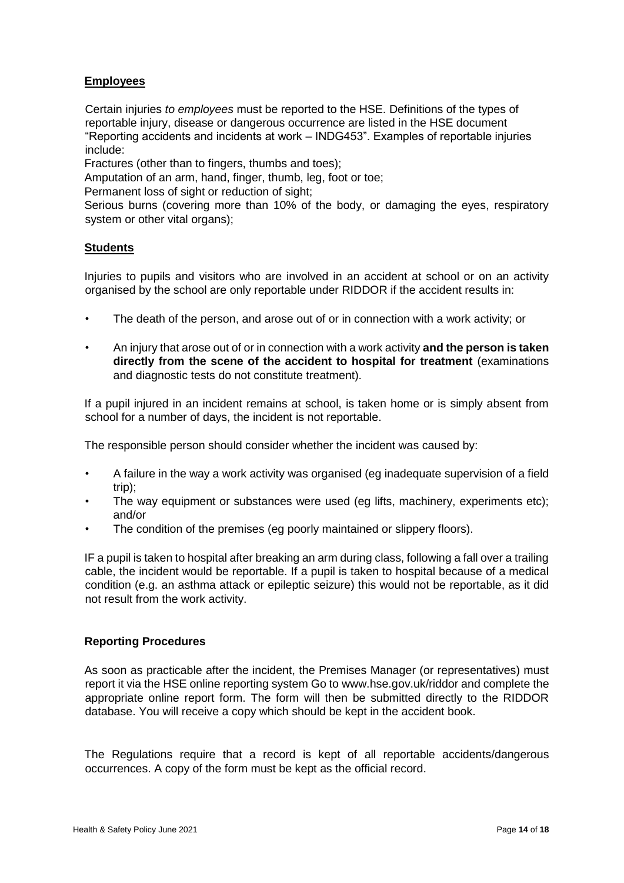## **Employees**

Certain injuries *to employees* must be reported to the HSE. Definitions of the types of reportable injury, disease or dangerous occurrence are listed in the HSE document "Reporting accidents and incidents at work – INDG453". Examples of reportable injuries include:

Fractures (other than to fingers, thumbs and toes);

Amputation of an arm, hand, finger, thumb, leg, foot or toe;

Permanent loss of sight or reduction of sight;

Serious burns (covering more than 10% of the body, or damaging the eyes, respiratory system or other vital organs);

## **Students**

Injuries to pupils and visitors who are involved in an accident at school or on an activity organised by the school are only reportable under RIDDOR if the accident results in:

- The death of the person, and arose out of or in connection with a work activity; or
- An injury that arose out of or in connection with a work activity **and the person is taken directly from the scene of the accident to hospital for treatment** (examinations and diagnostic tests do not constitute treatment).

If a pupil injured in an incident remains at school, is taken home or is simply absent from school for a number of days, the incident is not reportable.

The responsible person should consider whether the incident was caused by:

- A failure in the way a work activity was organised (eg inadequate supervision of a field trip);
- The way equipment or substances were used (eg lifts, machinery, experiments etc); and/or
- The condition of the premises (eg poorly maintained or slippery floors).

IF a pupil is taken to hospital after breaking an arm during class, following a fall over a trailing cable, the incident would be reportable. If a pupil is taken to hospital because of a medical condition (e.g. an asthma attack or epileptic seizure) this would not be reportable, as it did not result from the work activity.

### **Reporting Procedures**

As soon as practicable after the incident, the Premises Manager (or representatives) must report it via the HSE online reporting system Go to www.hse.gov.uk/riddor and complete the appropriate online report form. The form will then be submitted directly to the RIDDOR database. You will receive a copy which should be kept in the accident book.

The Regulations require that a record is kept of all reportable accidents/dangerous occurrences. A copy of the form must be kept as the official record.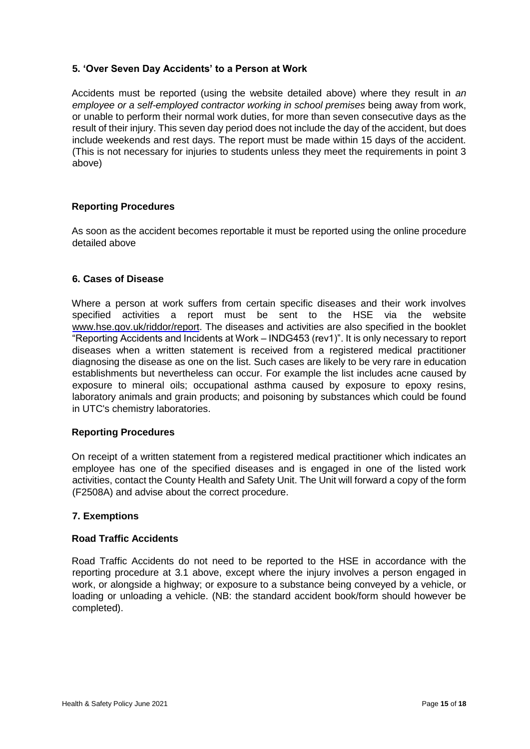## 5. 'Over Seven Day Accidents' to a Person at Work

Accidents must be reported (using the website detailed above) where they result in *an employee or a self-employed contractor working in school premises* being away from work, or unable to perform their normal work duties, for more than seven consecutive days as the result of their injury. This seven day period does not include the day of the accident, but does include weekends and rest days. The report must be made within 15 days of the accident. (This is not necessary for injuries to students unless they meet the requirements in point 3 above)

### Reporting Procedures

As soon as the accident becomes reportable it must be reported using the online procedure detailed above

## 6. Cases of Disease

Where a person at work suffers from certain specific diseases and their work involves specified activities a report must be sent to the HSE via the website www.hse.gov.uk/riddor/report. The diseases and activities are also specified in the booklet "Reporting Accidents and Incidents at Work – INDG453 (rev1)". It is only necessary to report diseases when a written statement is received from a registered medical practitioner diagnosing the disease as one on the list. Such cases are likely to be very rare in education establishments but nevertheless can occur. For example the list includes acne caused by exposure to mineral oils; occupational asthma caused by exposure to epoxy resins, laboratory animals and grain products; and poisoning by substances which could be found in UTC's chemistry laboratories.

### Reporting Procedures

On receipt of a written statement from a registered medical practitioner which indicates an employee has one of the specified diseases and is engaged in one of the listed work activities, contact the County Health and Safety Unit. The Unit will forward a copy of the form (F2508A) and advise about the correct procedure.

## 7. Exemptions

### Road Traffic Accidents

Road Traffic Accidents do not need to be reported to the HSE in accordance with the reporting procedure at 3.1 above, except where the injury involves a person engaged in work, or alongside a highway; or exposure to a substance being conveyed by a vehicle, or loading or unloading a vehicle. (NB: the standard accident book/form should however be completed).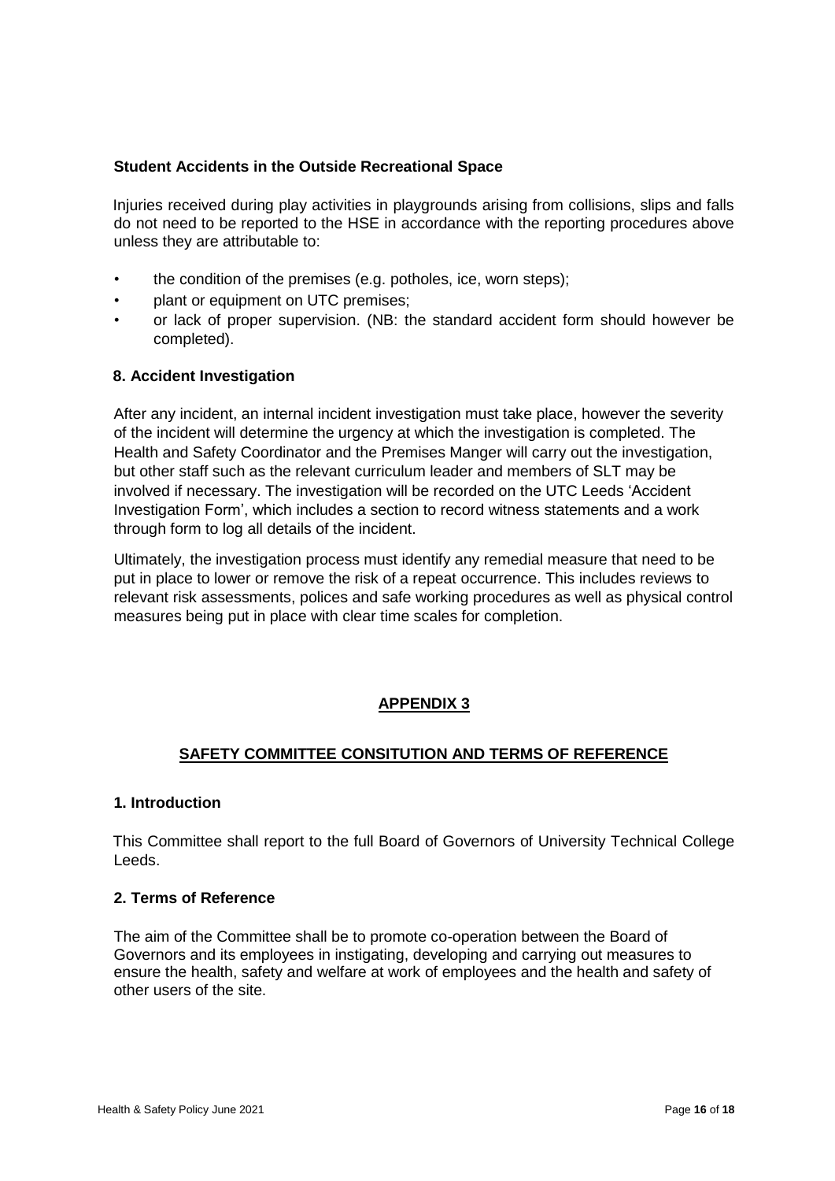**Student Accidents in the Outside Recreational Space**

Injuries received during play activities in playgrounds arising from collisions, slips and falls do not need to be reported to the HSE in accordance with the reporting procedures above unless they are attributable to:

- the condition of the premises (e.g. potholes, ice, worn steps);
- plant or equipment on UTC premises;
- or lack of proper supervision. (NB: the standard accident form should however be completed).

**8. Accident Investigation**

After any incident, an internal incident investigation must take place, however the severity of the incident will determine the urgency at which the investigation is completed. The Health and Safety Coordinator and the Premises Manger will carry out the investigation, but other staff such as the relevant curriculum leader and members of SLT may be involved if necessary. The investigation will be recorded on the UTC Leeds 'Accident Investigation Form', which includes a section to record witness statements and a work through form to log all details of the incident.

Ultimately, the investigation process must identify any remedial measure that need to be put in place to lower or remove the risk of a repeat occurrence. This includes reviews to relevant risk assessments, polices and safe working procedures as well as physical control measures being put in place with clear time scales for completion.

## APPENDIX 3

## SAFETY COMMITTEE CONSITUTION AND TERMS OF REFERENCE

**1. Introduction**

This Committee shall report to the full Board of Governors of University Technical College Leeds.

**2. Terms of Reference**

The aim of the Committee shall be to promote co-operation between the Board of Governors and its employees in instigating, developing and carrying out measures to ensure the health, safety and welfare at work of employees and the health and safety of other users of the site.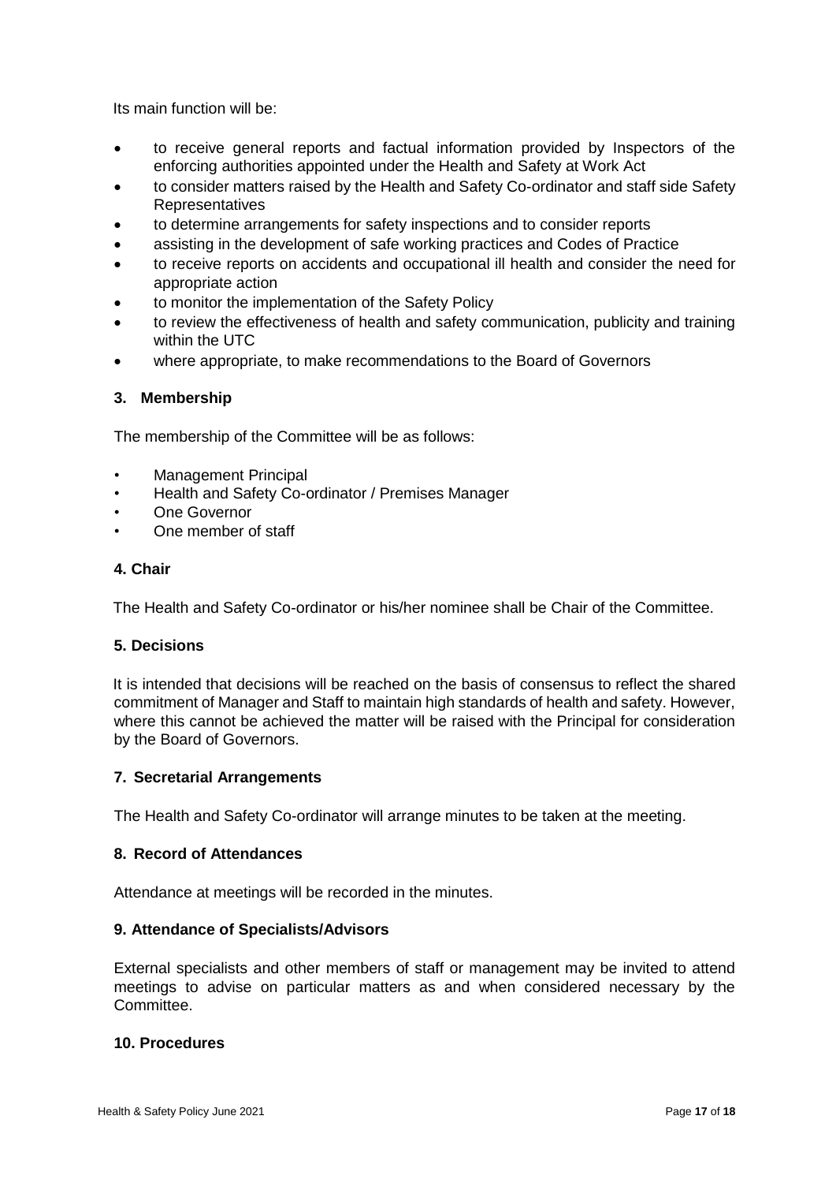Its main function will be:

- to receive general reports and factual information provided by Inspectors of the enforcing authorities appointed under the Health and Safety at Work Act
- to consider matters raised by the Health and Safety Co-ordinator and staff side Safety Representatives
- to determine arrangements for safety inspections and to consider reports
- assisting in the development of safe working practices and Codes of Practice
- to receive reports on accidents and occupational ill health and consider the need for appropriate action
- to monitor the implementation of the Safety Policy
- to review the effectiveness of health and safety communication, publicity and training within the UTC
- where appropriate, to make recommendations to the Board of Governors

### 3. Membership

The membership of the Committee will be as follows:

- Management Principal
- Health and Safety Co-ordinator / Premises Manager
- One Governor
- One member of staff

### 4. Chair

The Health and Safety Co-ordinator or his/her nominee shall be Chair of the Committee.

### 5. Decisions

It is intended that decisions will be reached on the basis of consensus to reflect the shared commitment of Manager and Staff to maintain high standards of health and safety. However, where this cannot be achieved the matter will be raised with the Principal for consideration by the Board of Governors.

### 7. Secretarial Arrangements

The Health and Safety Co-ordinator will arrange minutes to be taken at the meeting.

### 8. Record of Attendances

Attendance at meetings will be recorded in the minutes.

### 9. Attendance of Specialists/Advisors

External specialists and other members of staff or management may be invited to attend meetings to advise on particular matters as and when considered necessary by the Committee.

### 10. Procedures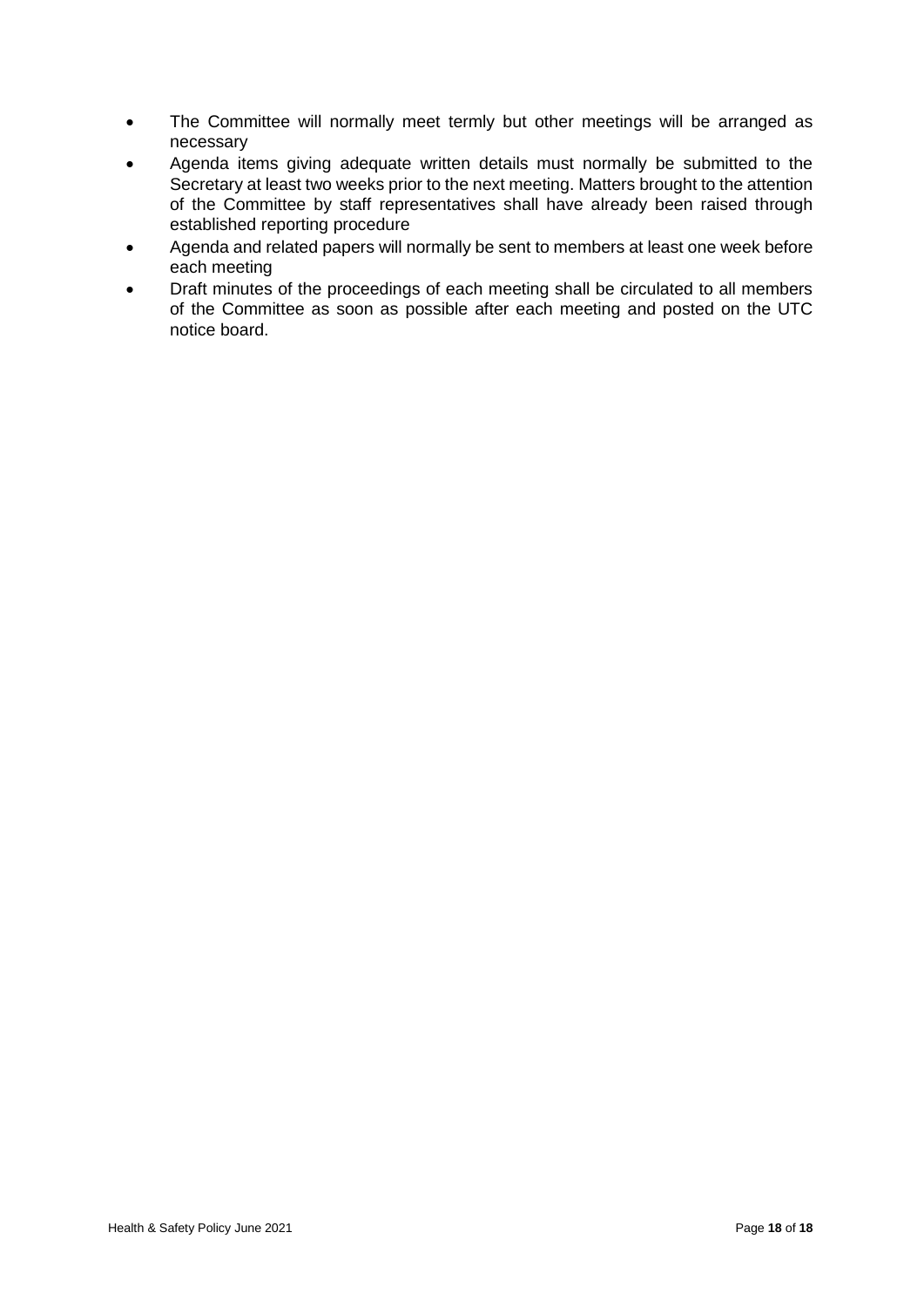- The Committee will normally meet termly but other meetings will be arranged as necessary
- Agenda items giving adequate written details must normally be submitted to the Secretary at least two weeks prior to the next meeting. Matters brought to the attention of the Committee by staff representatives shall have already been raised through established reporting procedure
- Agenda and related papers will normally be sent to members at least one week before each meeting
- Draft minutes of the proceedings of each meeting shall be circulated to all members of the Committee as soon as possible after each meeting and posted on the UTC notice board.